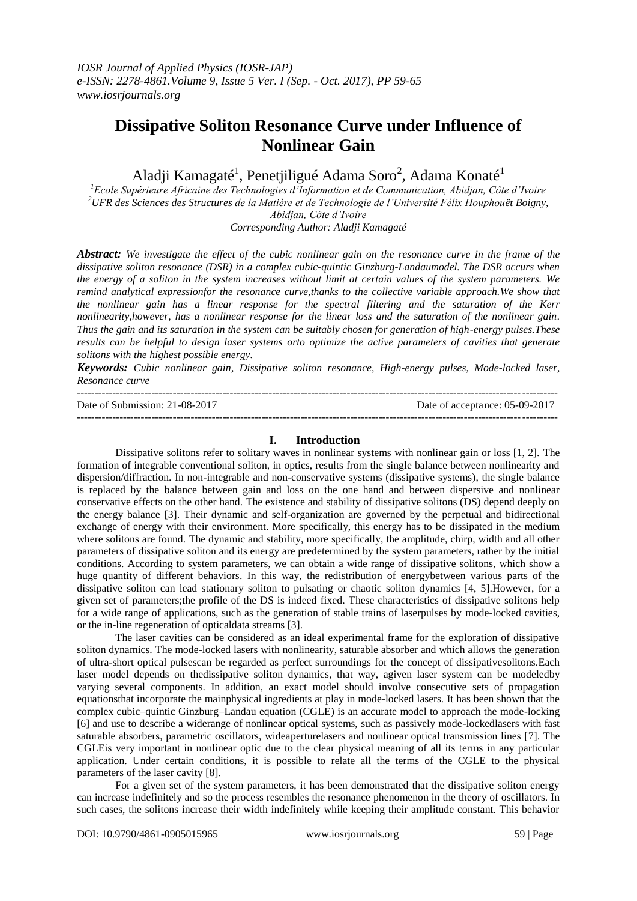# Dissipative Soliton Resonance Curve under Influence of Nonlinear Gain

Aladji Kamagaté[1], Penetjiligué Adama Soro[2], Adama Konaté[1]

[1]*Ecole Supérieure Africaine des Technologies d'Information et de Communication, Abidjan, Côte d'Ivoire*
[2]*UFR des Sciences des Structures de la Matière et de Technologie de l'Université Félix Houphouët Boigny, Abidjan, Côte d'Ivoire*
*Corresponding Author: Aladji Kamagaté*

***Abstract:*** *We investigate the effect of the cubic nonlinear gain on the resonance curve in the frame of the dissipative soliton resonance (DSR) in a complex cubic-quintic Ginzburg-Landaumodel. The DSR occurs when the energy of a soliton in the system increases without limit at certain values of the system parameters. We remind analytical expressionfor the resonance curve,thanks to the collective variable approach.We show that the nonlinear gain has a linear response for the spectral filtering and the saturation of the Kerr nonlinearity,however, has a nonlinear response for the linear loss and the saturation of the nonlinear gain. Thus the gain and its saturation in the system can be suitably chosen for generation of high-energy pulses.These results can be helpful to design laser systems orto optimize the active parameters of cavities that generate solitons with the highest possible energy.*

***Keywords:*** *Cubic nonlinear gain, Dissipative soliton resonance, High-energy pulses, Mode-locked laser, Resonance curve*

Date of Submission: 21-08-2017 Date of acceptance: 05-09-2017

## I. Introduction

Dissipative solitons refer to solitary waves in nonlinear systems with nonlinear gain or loss [1, 2]. The formation of integrable conventional soliton, in optics, results from the single balance between nonlinearity and dispersion/diffraction. In non-integrable and non-conservative systems (dissipative systems), the single balance is replaced by the balance between gain and loss on the one hand and between dispersive and nonlinear conservative effects on the other hand. The existence and stability of dissipative solitons (DS) depend deeply on the energy balance [3]. Their dynamic and self-organization are governed by the perpetual and bidirectional exchange of energy with their environment. More specifically, this energy has to be dissipated in the medium where solitons are found. The dynamic and stability, more specifically, the amplitude, chirp, width and all other parameters of dissipative soliton and its energy are predetermined by the system parameters, rather by the initial conditions. According to system parameters, we can obtain a wide range of dissipative solitons, which show a huge quantity of different behaviors. In this way, the redistribution of energybetween various parts of the dissipative soliton can lead stationary soliton to pulsating or chaotic soliton dynamics [4, 5].However, for a given set of parameters;the profile of the DS is indeed fixed. These characteristics of dissipative solitons help for a wide range of applications, such as the generation of stable trains of laserpulses by mode-locked cavities, or the in-line regeneration of opticaldata streams [3].

The laser cavities can be considered as an ideal experimental frame for the exploration of dissipative soliton dynamics. The mode-locked lasers with nonlinearity, saturable absorber and which allows the generation of ultra-short optical pulsescan be regarded as perfect surroundings for the concept of dissipativesolitons.Each laser model depends on thedissipative soliton dynamics, that way, agiven laser system can be modeledby varying several components. In addition, an exact model should involve consecutive sets of propagation equationsthat incorporate the mainphysical ingredients at play in mode-locked lasers. It has been shown that the complex cubic–quintic Ginzburg–Landau equation (CGLE) is an accurate model to approach the mode-locking [6] and use to describe a widerange of nonlinear optical systems, such as passively mode-lockedlasers with fast saturable absorbers, parametric oscillators, wideaperturelasers and nonlinear optical transmission lines [7]. The CGLEis very important in nonlinear optic due to the clear physical meaning of all its terms in any particular application. Under certain conditions, it is possible to relate all the terms of the CGLE to the physical parameters of the laser cavity [8].

For a given set of the system parameters, it has been demonstrated that the dissipative soliton energy can increase indefinitely and so the process resembles the resonance phenomenon in the theory of oscillators. In such cases, the solitons increase their width indefinitely while keeping their amplitude constant. This behavior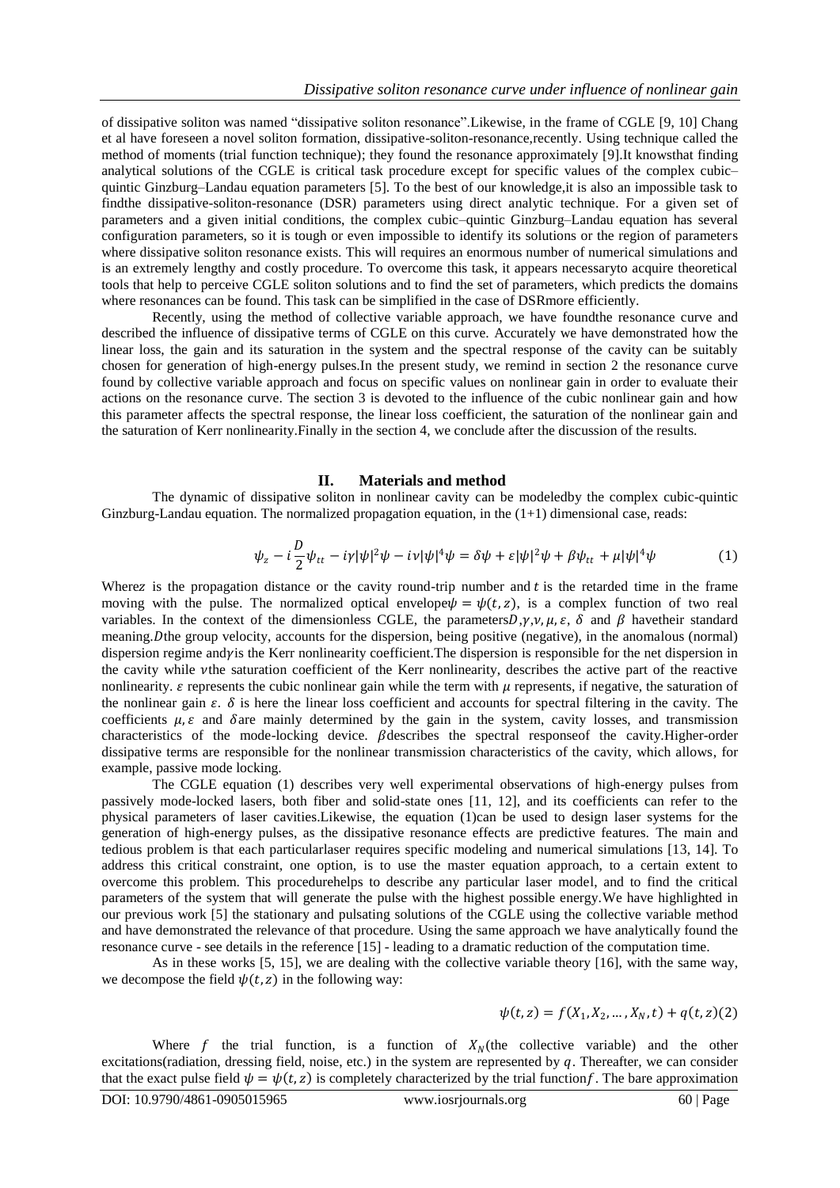of dissipative soliton was named "dissipative soliton resonance".Likewise, in the frame of CGLE [9, 10] Chang et al have foreseen a novel soliton formation, dissipative-soliton-resonance,recently. Using technique called the method of moments (trial function technique); they found the resonance approximately [9].It knowsthat finding analytical solutions of the CGLE is critical task procedure except for specific values of the complex cubic–quintic Ginzburg–Landau equation parameters [5]. To the best of our knowledge,it is also an impossible task to findthe dissipative-soliton-resonance (DSR) parameters using direct analytic technique. For a given set of parameters and a given initial conditions, the complex cubic–quintic Ginzburg–Landau equation has several configuration parameters, so it is tough or even impossible to identify its solutions or the region of parameters where dissipative soliton resonance exists. This will requires an enormous number of numerical simulations and is an extremely lengthy and costly procedure. To overcome this task, it appears necessaryto acquire theoretical tools that help to perceive CGLE soliton solutions and to find the set of parameters, which predicts the domains where resonances can be found. This task can be simplified in the case of DSRmore efficiently.

Recently, using the method of collective variable approach, we have foundthe resonance curve and described the influence of dissipative terms of CGLE on this curve. Accurately we have demonstrated how the linear loss, the gain and its saturation in the system and the spectral response of the cavity can be suitably chosen for generation of high-energy pulses.In the present study, we remind in section 2 the resonance curve found by collective variable approach and focus on specific values on nonlinear gain in order to evaluate their actions on the resonance curve. The section 3 is devoted to the influence of the cubic nonlinear gain and how this parameter affects the spectral response, the linear loss coefficient, the saturation of the nonlinear gain and the saturation of Kerr nonlinearity.Finally in the section 4, we conclude after the discussion of the results.

## II. Materials and method

The dynamic of dissipative soliton in nonlinear cavity can be modeledby the complex cubic-quintic Ginzburg-Landau equation. The normalized propagation equation, in the (1+1) dimensional case, reads:

$$\psi_z - i\frac{D}{2}\psi_{tt} - i\gamma|\psi|^2\psi - i\nu|\psi|^4\psi = \delta\psi + \varepsilon|\psi|^2\psi + \beta\psi_{tt} + \mu|\psi|^4\psi \tag{1}$$

Where$z$ is the propagation distance or the cavity round-trip number and $t$ is the retarded time in the frame moving with the pulse. The normalized optical envelope$\psi = \psi(t,z)$, is a complex function of two real variables. In the context of the dimensionless CGLE, the parameters$D,\gamma,\nu,\mu,\varepsilon$, $\delta$ and $\beta$ havetheir standard meaning.$D$the group velocity, accounts for the dispersion, being positive (negative), in the anomalous (normal) dispersion regime and$\gamma$is the Kerr nonlinearity coefficient.The dispersion is responsible for the net dispersion in the cavity while $\nu$the saturation coefficient of the Kerr nonlinearity, describes the active part of the reactive nonlinearity. $\varepsilon$ represents the cubic nonlinear gain while the term with $\mu$ represents, if negative, the saturation of the nonlinear gain $\varepsilon$. $\delta$ is here the linear loss coefficient and accounts for spectral filtering in the cavity. The coefficients $\mu,\varepsilon$ and $\delta$are mainly determined by the gain in the system, cavity losses, and transmission characteristics of the mode-locking device. $\beta$describes the spectral responseof the cavity.Higher-order dissipative terms are responsible for the nonlinear transmission characteristics of the cavity, which allows, for example, passive mode locking.

The CGLE equation (1) describes very well experimental observations of high-energy pulses from passively mode-locked lasers, both fiber and solid-state ones [11, 12], and its coefficients can refer to the physical parameters of laser cavities.Likewise, the equation (1)can be used to design laser systems for the generation of high-energy pulses, as the dissipative resonance effects are predictive features. The main and tedious problem is that each particularlaser requires specific modeling and numerical simulations [13, 14]. To address this critical constraint, one option, is to use the master equation approach, to a certain extent to overcome this problem. This procedurehelps to describe any particular laser model, and to find the critical parameters of the system that will generate the pulse with the highest possible energy.We have highlighted in our previous work [5] the stationary and pulsating solutions of the CGLE using the collective variable method and have demonstrated the relevance of that procedure. Using the same approach we have analytically found the resonance curve - see details in the reference [15] - leading to a dramatic reduction of the computation time.

As in these works [5, 15], we are dealing with the collective variable theory [16], with the same way, we decompose the field $\psi(t,z)$ in the following way:

$$\psi(t,z) = f(X_1, X_2, \ldots, X_N, t) + q(t,z) \tag{2}$$

Where $f$ the trial function, is a function of $X_N$(the collective variable) and the other excitations(radiation, dressing field, noise, etc.) in the system are represented by $q$. Thereafter, we can consider that the exact pulse field $\psi = \psi(t,z)$ is completely characterized by the trial function$f$. The bare approximation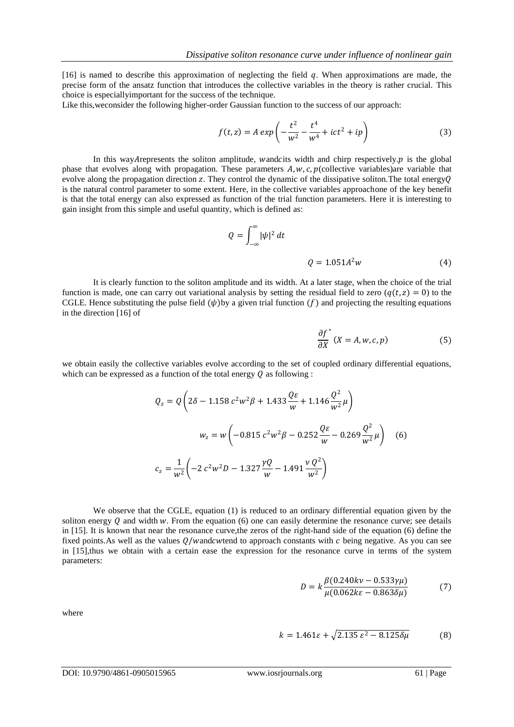[16] is named to describe this approximation of neglecting the field $q$. When approximations are made, the precise form of the ansatz function that introduces the collective variables in the theory is rather crucial. This choice is especiallyimportant for the success of the technique.

Like this,weconsider the following higher-order Gaussian function to the success of our approach:

$$f(t,z) = A\,exp\left(-\frac{t^2}{w^2} - \frac{t^4}{w^4} + ict^2 + ip\right) \tag{3}$$

In this way$A$represents the soliton amplitude, $w$and$c$its width and chirp respectively.$p$ is the global phase that evolves along with propagation. These parameters $A, w, c, p$(collective variables)are variable that evolve along the propagation direction $z$. They control the dynamic of the dissipative soliton.The total energy$Q$ is the natural control parameter to some extent. Here, in the collective variables approachone of the key benefit is that the total energy can also expressed as function of the trial function parameters. Here it is interesting to gain insight from this simple and useful quantity, which is defined as:

$$Q = \int_{-\infty}^{\infty} |\psi|^2\, dt$$

$$Q = 1.051 A^2 w \tag{4}$$

It is clearly function to the soliton amplitude and its width. At a later stage, when the choice of the trial function is made, one can carry out variational analysis by setting the residual field to zero ($q(t,z) = 0$) to the CGLE. Hence substituting the pulse field ($\psi$)by a given trial function ($f$) and projecting the resulting equations in the direction [16] of

$$\frac{\partial f^*}{\partial X}\;(X = A, w, c, p) \tag{5}$$

we obtain easily the collective variables evolve according to the set of coupled ordinary differential equations, which can be expressed as a function of the total energy $Q$ as following :

$$\begin{aligned}
Q_z &= Q\left(2\delta - 1.158\,c^2w^2\beta + 1.433\frac{Q\varepsilon}{w} + 1.146\frac{Q^2}{w^2}\mu\right) \\
w_z &= w\left(-0.815\,c^2w^2\beta - 0.252\frac{Q\varepsilon}{w} - 0.269\frac{Q^2}{w^2}\mu\right) \qquad (6) \\
c_z &= \frac{1}{w^2}\left(-2\,c^2w^2D - 1.327\frac{\gamma Q}{w} - 1.491\frac{\nu\, Q^2}{w^2}\right)
\end{aligned}$$

We observe that the CGLE, equation (1) is reduced to an ordinary differential equation given by the soliton energy $Q$ and width $w$. From the equation (6) one can easily determine the resonance curve; see details in [15]. It is known that near the resonance curve,the zeros of the right-hand side of the equation (6) define the fixed points.As well as the values $Q/w$and$cw$tend to approach constants with $c$ being negative. As you can see in [15],thus we obtain with a certain ease the expression for the resonance curve in terms of the system parameters:

$$D = k\frac{\beta(0.240k\nu - 0.533\gamma\mu)}{\mu(0.062k\varepsilon - 0.863\delta\mu)} \tag{7}$$

where

$$k = 1.461\varepsilon + \sqrt{2.135\,\varepsilon^2 - 8.125\delta\mu} \tag{8}$$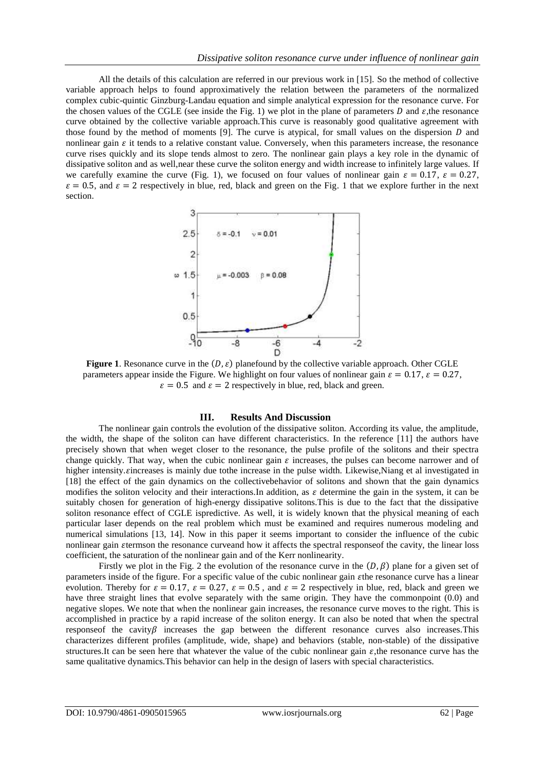All the details of this calculation are referred in our previous work in [15]. So the method of collective variable approach helps to found approximatively the relation between the parameters of the normalized complex cubic-quintic Ginzburg-Landau equation and simple analytical expression for the resonance curve. For the chosen values of the CGLE (see inside the Fig. 1) we plot in the plane of parameters $D$ and $\varepsilon$,the resonance curve obtained by the collective variable approach.This curve is reasonably good qualitative agreement with those found by the method of moments [9]. The curve is atypical, for small values on the dispersion $D$ and nonlinear gain $\varepsilon$ it tends to a relative constant value. Conversely, when this parameters increase, the resonance curve rises quickly and its slope tends almost to zero. The nonlinear gain plays a key role in the dynamic of dissipative soliton and as well,near these curve the soliton energy and width increase to infinitely large values. If we carefully examine the curve (Fig. 1), we focused on four values of nonlinear gain $\varepsilon = 0.17$, $\varepsilon = 0.27$, $\varepsilon = 0.5$, and $\varepsilon = 2$ respectively in blue, red, black and green on the Fig. 1 that we explore further in the next section.

**Figure 1**. Resonance curve in the $(D, \varepsilon)$ planefound by the collective variable approach. Other CGLE parameters appear inside the Figure. We highlight on four values of nonlinear gain $\varepsilon = 0.17$, $\varepsilon = 0.27$, $\varepsilon = 0.5$ and $\varepsilon = 2$ respectively in blue, red, black and green.

## III. Results And Discussion

The nonlinear gain controls the evolution of the dissipative soliton. According its value, the amplitude, the width, the shape of the soliton can have different characteristics. In the reference [11] the authors have precisely shown that when weget closer to the resonance, the pulse profile of the solitons and their spectra change quickly. That way, when the cubic nonlinear gain $\varepsilon$ increases, the pulses can become narrower and of higher intensity.$\varepsilon$increases is mainly due tothe increase in the pulse width. Likewise,Niang et al investigated in [18] the effect of the gain dynamics on the collectivebehavior of solitons and shown that the gain dynamics modifies the soliton velocity and their interactions.In addition, as $\varepsilon$ determine the gain in the system, it can be suitably chosen for generation of high-energy dissipative solitons.This is due to the fact that the dissipative soliton resonance effect of CGLE ispredictive. As well, it is widely known that the physical meaning of each particular laser depends on the real problem which must be examined and requires numerous modeling and numerical simulations [13, 14]. Now in this paper it seems important to consider the influence of the cubic nonlinear gain $\varepsilon$termson the resonance curveand how it affects the spectral responseof the cavity, the linear loss coefficient, the saturation of the nonlinear gain and of the Kerr nonlinearity.

Firstly we plot in the Fig. 2 the evolution of the resonance curve in the $(D, \beta)$ plane for a given set of parameters inside of the figure. For a specific value of the cubic nonlinear gain $\varepsilon$the resonance curve has a linear evolution. Thereby for $\varepsilon = 0.17$, $\varepsilon = 0.27$, $\varepsilon = 0.5$ , and $\varepsilon = 2$ respectively in blue, red, black and green we have three straight lines that evolve separately with the same origin. They have the commonpoint (0.0) and negative slopes. We note that when the nonlinear gain increases, the resonance curve moves to the right. This is accomplished in practice by a rapid increase of the soliton energy. It can also be noted that when the spectral responseof the cavity$\beta$ increases the gap between the different resonance curves also increases.This characterizes different profiles (amplitude, wide, shape) and behaviors (stable, non-stable) of the dissipative structures.It can be seen here that whatever the value of the cubic nonlinear gain $\varepsilon$,the resonance curve has the same qualitative dynamics.This behavior can help in the design of lasers with special characteristics.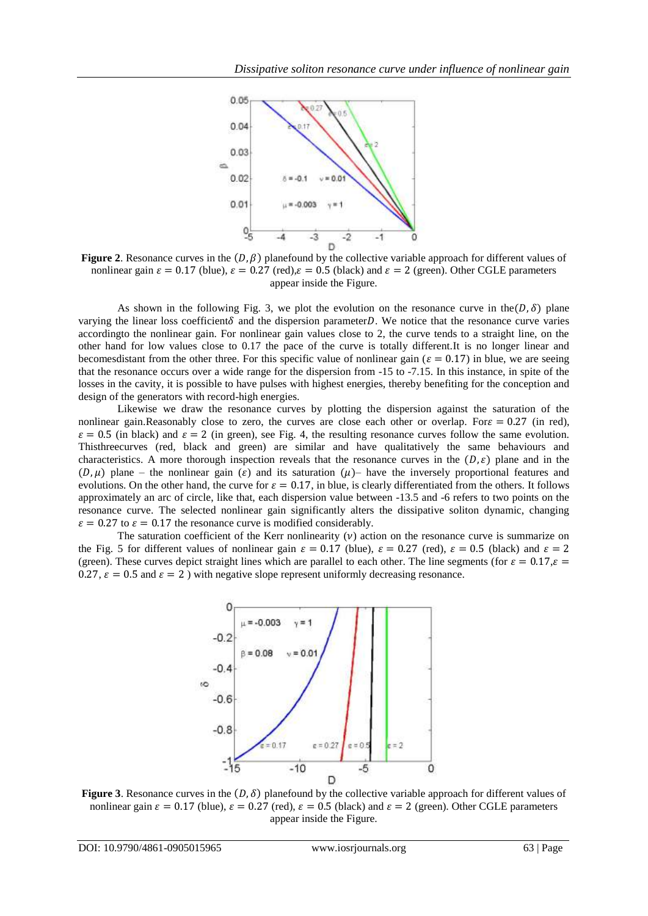**Figure 2**. Resonance curves in the $(D, \beta)$ planefound by the collective variable approach for different values of nonlinear gain $\varepsilon = 0.17$ (blue), $\varepsilon = 0.27$ (red),$\varepsilon = 0.5$ (black) and $\varepsilon = 2$ (green). Other CGLE parameters appear inside the Figure.

As shown in the following Fig. 3, we plot the evolution on the resonance curve in the$(D, \delta)$ plane varying the linear loss coefficient$\delta$ and the dispersion parameter$D$. We notice that the resonance curve varies accordingto the nonlinear gain. For nonlinear gain values close to 2, the curve tends to a straight line, on the other hand for low values close to 0.17 the pace of the curve is totally different.It is no longer linear and becomesdistant from the other three. For this specific value of nonlinear gain ($\varepsilon = 0.17$) in blue, we are seeing that the resonance occurs over a wide range for the dispersion from -15 to -7.15. In this instance, in spite of the losses in the cavity, it is possible to have pulses with highest energies, thereby benefiting for the conception and design of the generators with record-high energies.

Likewise we draw the resonance curves by plotting the dispersion against the saturation of the nonlinear gain.Reasonably close to zero, the curves are close each other or overlap. For$\varepsilon = 0.27$ (in red), $\varepsilon = 0.5$ (in black) and $\varepsilon = 2$ (in green), see Fig. 4, the resulting resonance curves follow the same evolution. Thisthreecurves (red, black and green) are similar and have qualitatively the same behaviours and characteristics. A more thorough inspection reveals that the resonance curves in the $(D, \varepsilon)$ plane and in the $(D, \mu)$ plane – the nonlinear gain ($\varepsilon$) and its saturation ($\mu$)– have the inversely proportional features and evolutions. On the other hand, the curve for $\varepsilon = 0.17$, in blue, is clearly differentiated from the others. It follows approximately an arc of circle, like that, each dispersion value between -13.5 and -6 refers to two points on the resonance curve. The selected nonlinear gain significantly alters the dissipative soliton dynamic, changing $\varepsilon = 0.27$ to $\varepsilon = 0.17$ the resonance curve is modified considerably.

The saturation coefficient of the Kerr nonlinearity ($\nu$) action on the resonance curve is summarize on the Fig. 5 for different values of nonlinear gain $\varepsilon = 0.17$ (blue), $\varepsilon = 0.27$ (red), $\varepsilon = 0.5$ (black) and $\varepsilon = 2$ (green). These curves depict straight lines which are parallel to each other. The line segments (for $\varepsilon = 0.17$,$\varepsilon = 0.27$, $\varepsilon = 0.5$ and $\varepsilon = 2$ ) with negative slope represent uniformly decreasing resonance.

**Figure 3**. Resonance curves in the $(D, \delta)$ planefound by the collective variable approach for different values of nonlinear gain $\varepsilon = 0.17$ (blue), $\varepsilon = 0.27$ (red), $\varepsilon = 0.5$ (black) and $\varepsilon = 2$ (green). Other CGLE parameters appear inside the Figure.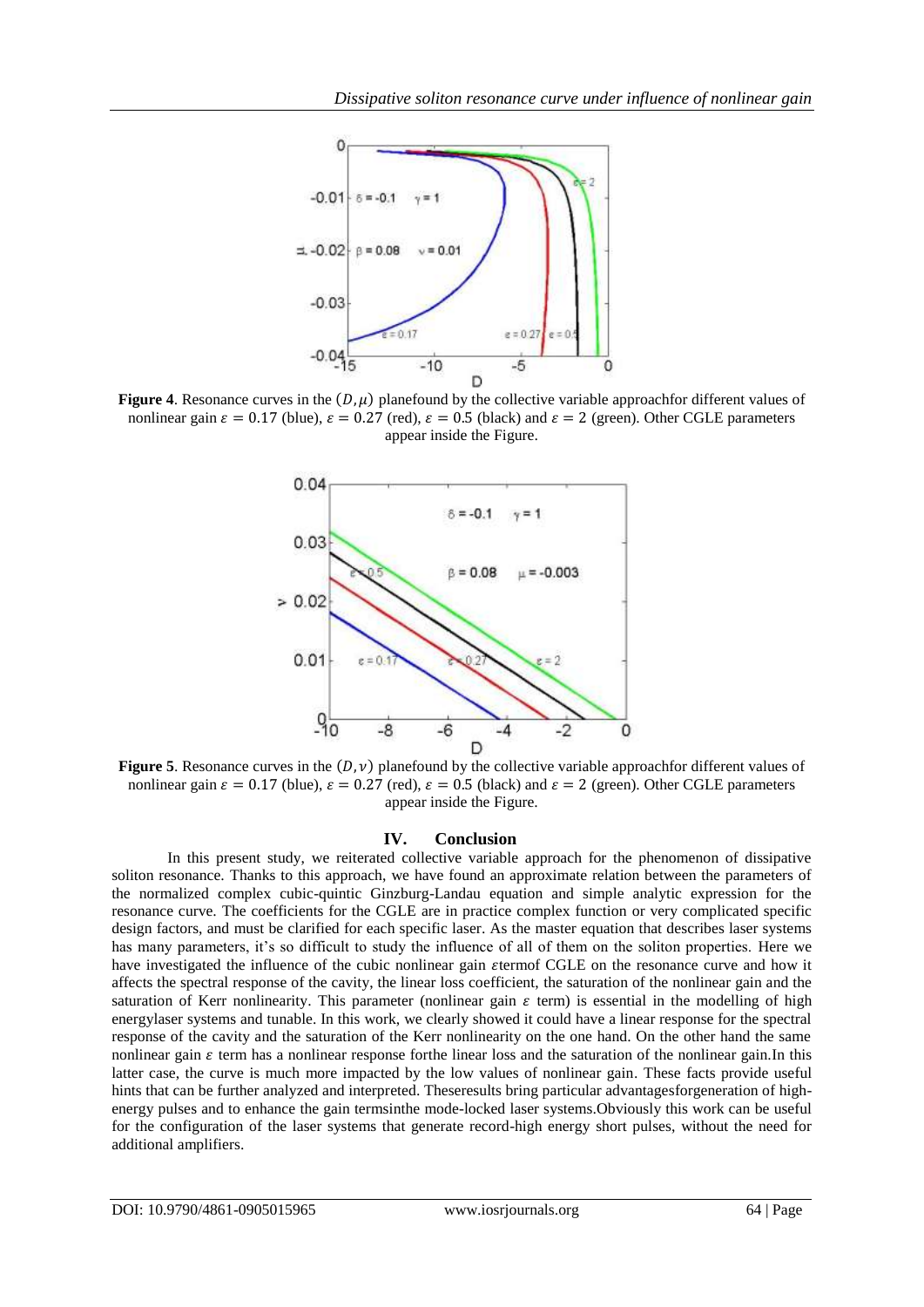**Figure 4**. Resonance curves in the $(D, \mu)$ planefound by the collective variable approachfor different values of nonlinear gain $\varepsilon = 0.17$ (blue), $\varepsilon = 0.27$ (red), $\varepsilon = 0.5$ (black) and $\varepsilon = 2$ (green). Other CGLE parameters appear inside the Figure.

**Figure 5**. Resonance curves in the $(D, \nu)$ planefound by the collective variable approachfor different values of nonlinear gain $\varepsilon = 0.17$ (blue), $\varepsilon = 0.27$ (red), $\varepsilon = 0.5$ (black) and $\varepsilon = 2$ (green). Other CGLE parameters appear inside the Figure.

## IV. Conclusion

In this present study, we reiterated collective variable approach for the phenomenon of dissipative soliton resonance. Thanks to this approach, we have found an approximate relation between the parameters of the normalized complex cubic-quintic Ginzburg-Landau equation and simple analytic expression for the resonance curve. The coefficients for the CGLE are in practice complex function or very complicated specific design factors, and must be clarified for each specific laser. As the master equation that describes laser systems has many parameters, it's so difficult to study the influence of all of them on the soliton properties. Here we have investigated the influence of the cubic nonlinear gain $\varepsilon$termof CGLE on the resonance curve and how it affects the spectral response of the cavity, the linear loss coefficient, the saturation of the nonlinear gain and the saturation of Kerr nonlinearity. This parameter (nonlinear gain $\varepsilon$ term) is essential in the modelling of high energylaser systems and tunable. In this work, we clearly showed it could have a linear response for the spectral response of the cavity and the saturation of the Kerr nonlinearity on the one hand. On the other hand the same nonlinear gain $\varepsilon$ term has a nonlinear response forthe linear loss and the saturation of the nonlinear gain.In this latter case, the curve is much more impacted by the low values of nonlinear gain. These facts provide useful hints that can be further analyzed and interpreted. Theseresults bring particular advantagesforgeneration of high-energy pulses and to enhance the gain termsinthe mode-locked laser systems.Obviously this work can be useful for the configuration of the laser systems that generate record-high energy short pulses, without the need for additional amplifiers.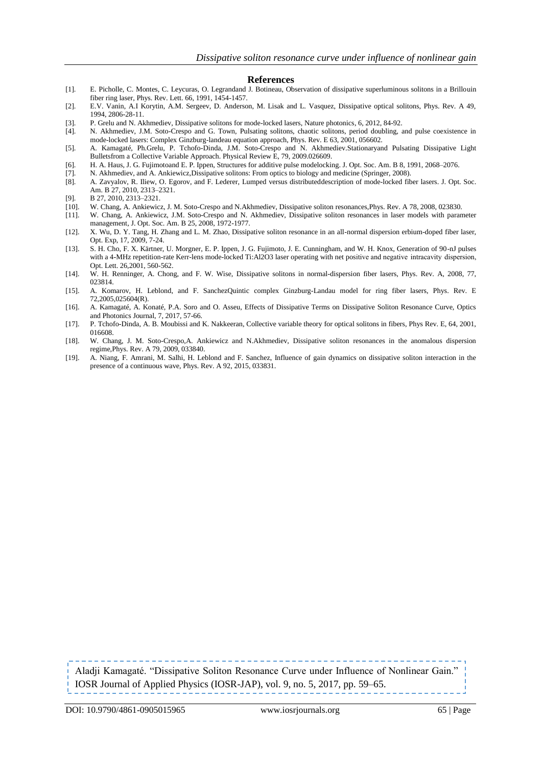## References

[1]. E. Picholle, C. Montes, C. Leycuras, O. Legrandand J. Botineau, Observation of dissipative superluminous solitons in a Brillouin fiber ring laser, Phys. Rev. Lett. 66, 1991, 1454-1457.

[2]. E.V. Vanin, A.I Korytin, A.M. Sergeev, D. Anderson, M. Lisak and L. Vasquez, Dissipative optical solitons, Phys. Rev. A 49, 1994, 2806-28-11.

[3]. P. Grelu and N. Akhmediev, Dissipative solitons for mode-locked lasers, Nature photonics, 6, 2012, 84-92.

[4]. N. Akhmediev, J.M. Soto-Crespo and G. Town, Pulsating solitons, chaotic solitons, period doubling, and pulse coexistence in mode-locked lasers: Complex Ginzburg-landeau equation approach, Phys. Rev. E 63, 2001, 056602.

[5]. A. Kamagaté, Ph.Grelu, P. Tchofo-Dinda, J.M. Soto-Crespo and N. Akhmediev.Stationaryand Pulsating Dissipative Light Bulletsfrom a Collective Variable Approach. Physical Review E, 79, 2009.026609.

[6]. H. A. Haus, J. G. Fujimotoand E. P. Ippen, Structures for additive pulse modelocking. J. Opt. Soc. Am. B 8, 1991, 2068–2076.

[7]. N. Akhmediev, and A. Ankiewicz,Dissipative solitons: From optics to biology and medicine (Springer, 2008).

[8]. A. Zavyalov, R. Iliew, O. Egorov, and F. Lederer, Lumped versus distributeddescription of mode-locked fiber lasers. J. Opt. Soc. Am. B 27, 2010, 2313–2321.

[9]. B 27, 2010, 2313–2321.

[10]. W. Chang, A. Ankiewicz, J. M. Soto-Crespo and N.Akhmediev, Dissipative soliton resonances,Phys. Rev. A 78, 2008, 023830.

[11]. W. Chang, A. Ankiewicz, J.M. Soto-Crespo and N. Akhmediev, Dissipative soliton resonances in laser models with parameter management, J. Opt. Soc. Am. B 25, 2008, 1972-1977.

[12]. X. Wu, D. Y. Tang, H. Zhang and L. M. Zhao, Dissipative soliton resonance in an all-normal dispersion erbium-doped fiber laser, Opt. Exp, 17, 2009, 7-24.

[13]. S. H. Cho, F. X. Kärtner, U. Morgner, E. P. Ippen, J. G. Fujimoto, J. E. Cunningham, and W. H. Knox, Generation of 90-nJ pulses with a 4-MHz repetition-rate Kerr-lens mode-locked Ti:Al2O3 laser operating with net positive and negative intracavity dispersion, Opt. Lett. 26,2001, 560-562.

[14]. W. H. Renninger, A. Chong, and F. W. Wise, Dissipative solitons in normal-dispersion fiber lasers, Phys. Rev. A, 2008, 77, 023814.

[15]. A. Komarov, H. Leblond, and F. SanchezQuintic complex Ginzburg-Landau model for ring fiber lasers, Phys. Rev. E 72,2005,025604(R).

[16]. A. Kamagaté, A. Konaté, P.A. Soro and O. Asseu, Effects of Dissipative Terms on Dissipative Soliton Resonance Curve, Optics and Photonics Journal, 7, 2017, 57-66.

[17]. P. Tchofo-Dinda, A. B. Moubissi and K. Nakkeeran, Collective variable theory for optical solitons in fibers, Phys Rev. E, 64, 2001, 016608.

[18]. W. Chang, J. M. Soto-Crespo,A. Ankiewicz and N.Akhmediev, Dissipative soliton resonances in the anomalous dispersion regime,Phys. Rev. A 79, 2009, 033840.

[19]. A. Niang, F. Amrani, M. Salhi, H. Leblond and F. Sanchez, Influence of gain dynamics on dissipative soliton interaction in the presence of a continuous wave, Phys. Rev. A 92, 2015, 033831.

Aladji Kamagaté. "Dissipative Soliton Resonance Curve under Influence of Nonlinear Gain." IOSR Journal of Applied Physics (IOSR-JAP), vol. 9, no. 5, 2017, pp. 59–65.